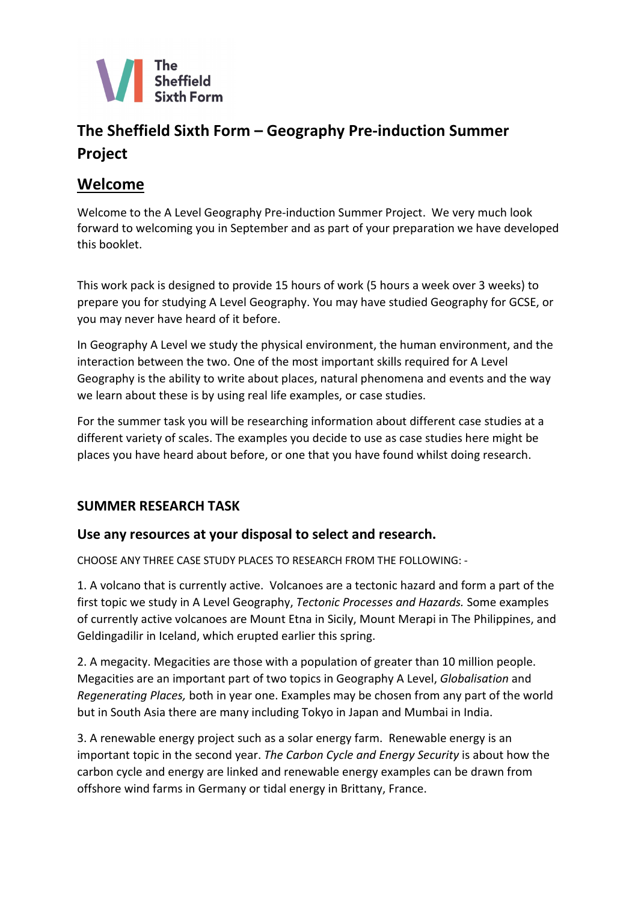# The Sheffield Sixth Form – Geography Pre-induction Summer Project

## Welcome

Welcome to the A Level Geography Pre-induction Summer Project. We very much look forward to welcoming you in September and as part of your preparation we have developed this booklet.

This work pack is designed to provide 15 hours of work (5 hours a week over 3 weeks) to prepare you for studying A Level Geography. You may have studied Geography for GCSE, or you may never have heard of it before.

In Geography A Level we study the physical environment, the human environment, and the interaction between the two. One of the most important skills required for A Level Geography is the ability to write about places, natural phenomena and events and the way we learn about these is by using real life examples, or case studies.

For the summer task you will be researching information about different case studies at a different variety of scales. The examples you decide to use as case studies here might be places you have heard about before, or one that you have found whilst doing research.

### SUMMER RESEARCH TASK

### Use any resources at your disposal to select and research.

CHOOSE ANY THREE CASE STUDY PLACES TO RESEARCH FROM THE FOLLOWING: -

1. A volcano that is currently active. Volcanoes are a tectonic hazard and form a part of the first topic we study in A Level Geography, *Tectonic Processes and Hazards.* Some examples of currently active volcanoes are Mount Etna in Sicily, Mount Merapi in The Philippines, and Geldingadilir in Iceland, which erupted earlier this spring.

2. A megacity. Megacities are those with a population of greater than 10 million people. Megacities are an important part of two topics in Geography A Level, *Globalisation* and *Regenerating Places,* both in year one. Examples may be chosen from any part of the world but in South Asia there are many including Tokyo in Japan and Mumbai in India.

3. A renewable energy project such as a solar energy farm. Renewable energy is an important topic in the second year. *The Carbon Cycle and Energy Security* is about how the carbon cycle and energy are linked and renewable energy examples can be drawn from offshore wind farms in Germany or tidal energy in Brittany, France.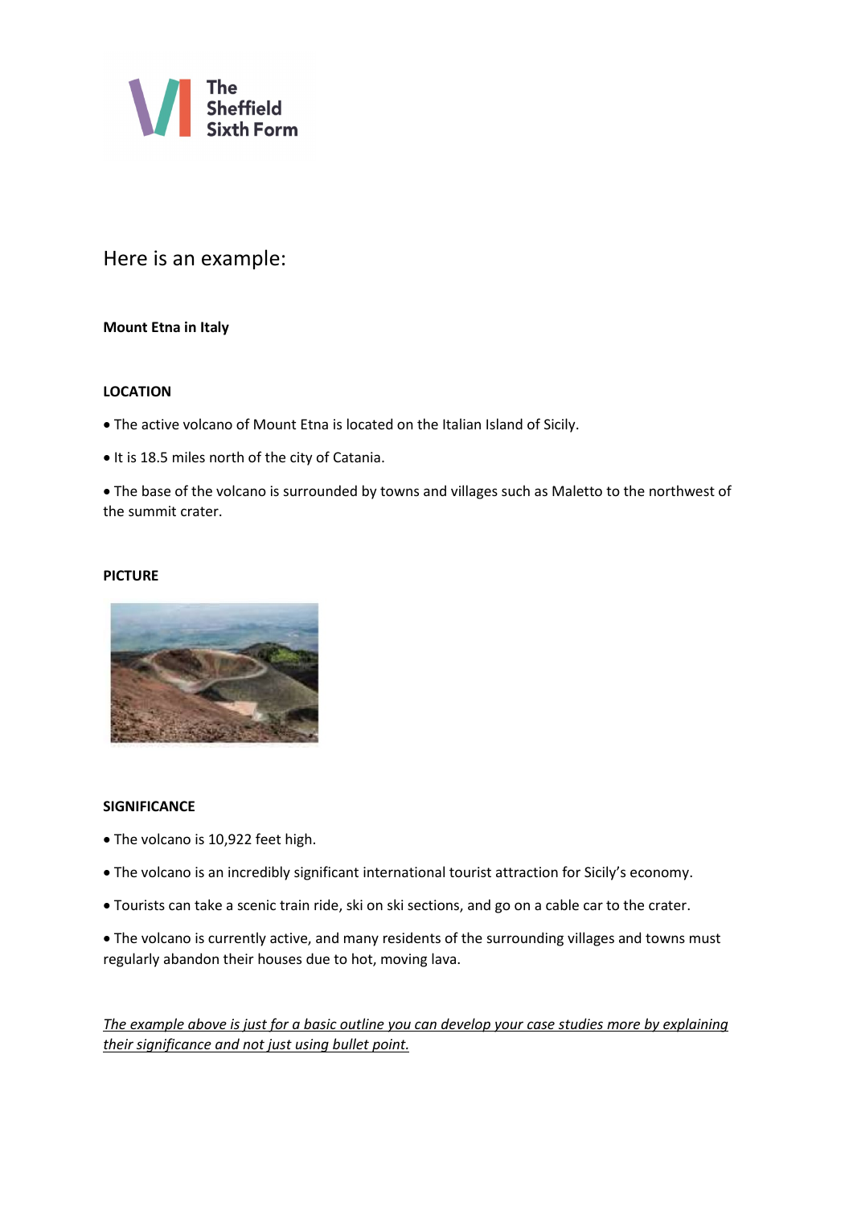Here is an example:

**Mount Etna in Italy**

**LOCATION**

- The active volcano of Mount Etna is located on the Italian Island of Sicily.
- It is 18.5 miles north of the city of Catania.
- The base of the volcano is surrounded by towns and villages such as Maletto to the northwest of the summit crater.

**PICTURE**

**SIGNIFICANCE**

- The volcano is 10,922 feet high.
- The volcano is an incredibly significant international tourist attraction for Sicily's economy.
- Tourists can take a scenic train ride, ski on ski sections, and go on a cable car to the crater.
- The volcano is currently active, and many residents of the surrounding villages and towns must regularly abandon their houses due to hot, moving lava.

*The example above is just for a basic outline you can develop your case studies more by explaining their significance and not just using bullet point.*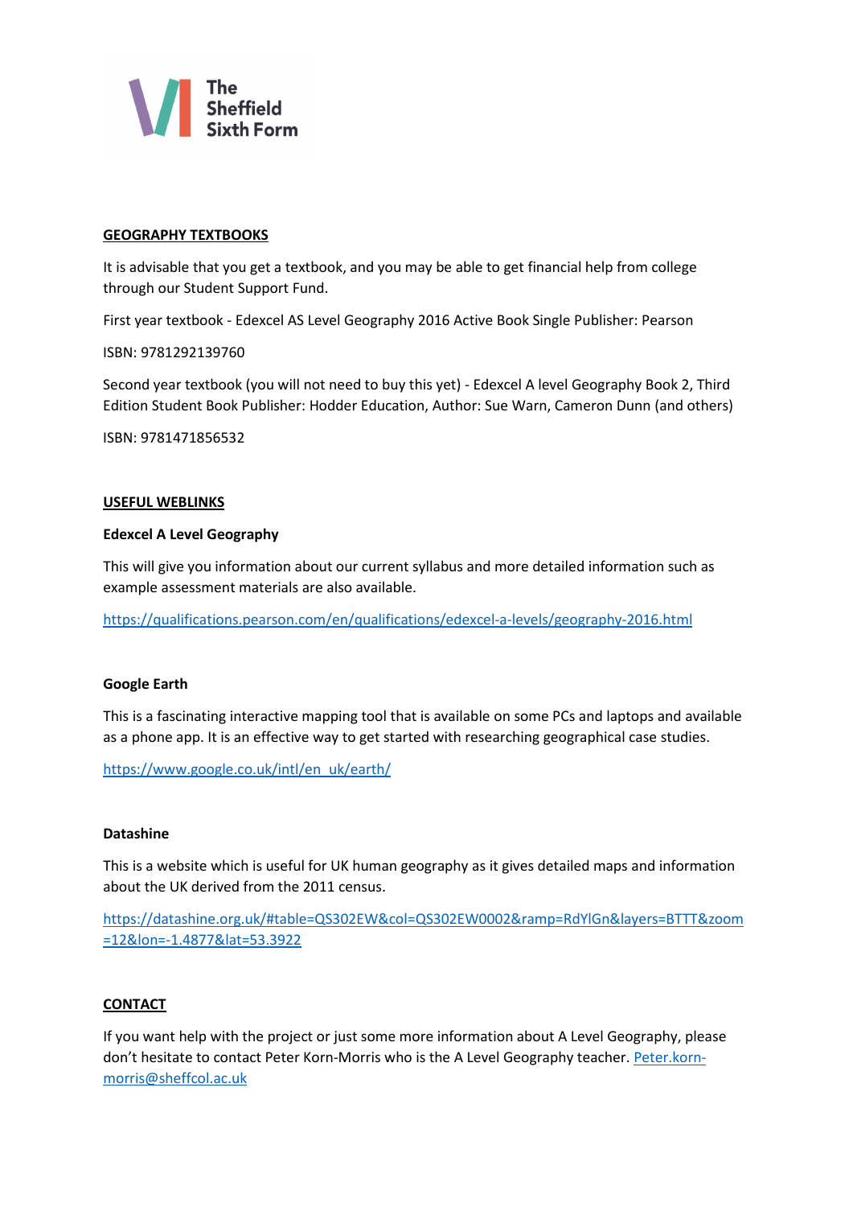The Sheffield Sixth Form

**GEOGRAPHY TEXTBOOKS**

It is advisable that you get a textbook, and you may be able to get financial help from college through our Student Support Fund.

First year textbook - Edexcel AS Level Geography 2016 Active Book Single Publisher: Pearson

ISBN: 9781292139760

Second year textbook (you will not need to buy this yet) - Edexcel A level Geography Book 2, Third Edition Student Book Publisher: Hodder Education, Author: Sue Warn, Cameron Dunn (and others)

ISBN: 9781471856532

**USEFUL WEBLINKS**

**Edexcel A Level Geography**

This will give you information about our current syllabus and more detailed information such as example assessment materials are also available.

https://qualifications.pearson.com/en/qualifications/edexcel-a-levels/geography-2016.html

**Google Earth**

This is a fascinating interactive mapping tool that is available on some PCs and laptops and available as a phone app. It is an effective way to get started with researching geographical case studies.

https://www.google.co.uk/intl/en_uk/earth/

**Datashine**

This is a website which is useful for UK human geography as it gives detailed maps and information about the UK derived from the 2011 census.

https://datashine.org.uk/#table=QS302EW&col=QS302EW0002&ramp=RdYlGn&layers=BTTT&zoom=12&lon=-1.4877&lat=53.3922

**CONTACT**

If you want help with the project or just some more information about A Level Geography, please don't hesitate to contact Peter Korn-Morris who is the A Level Geography teacher. Peter.korn-morris@sheffcol.ac.uk